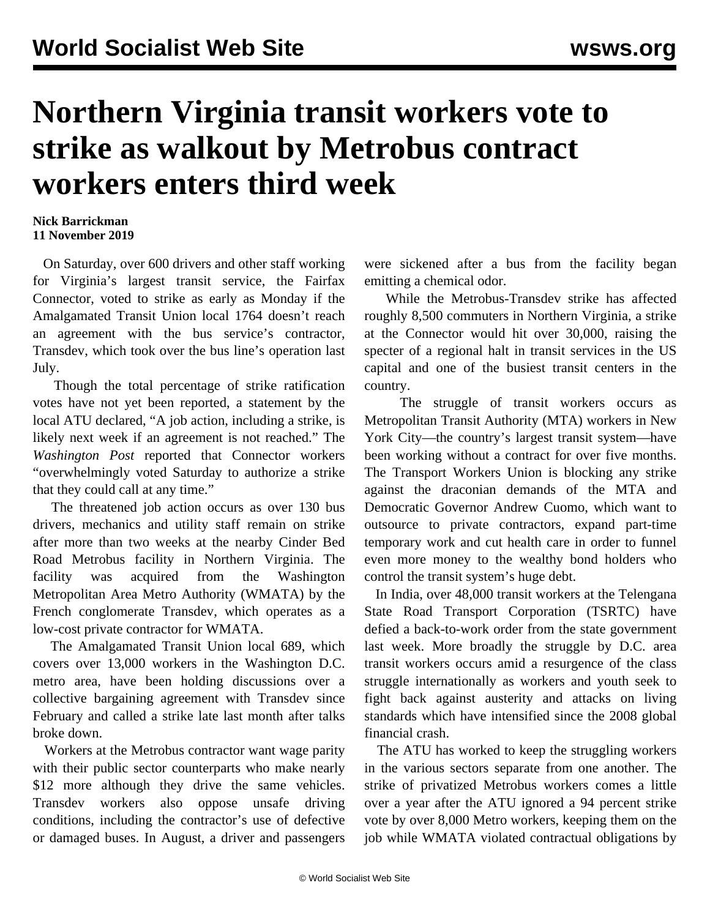# Northern Virginia transit workers vote to strike as walkout by Metrobus contract workers enters third week

**Nick Barrickman**
**11 November 2019**

On Saturday, over 600 drivers and other staff working for Virginia's largest transit service, the Fairfax Connector, voted to strike as early as Monday if the Amalgamated Transit Union local 1764 doesn't reach an agreement with the bus service's contractor, Transdev, which took over the bus line's operation last July.

Though the total percentage of strike ratification votes have not yet been reported, a statement by the local ATU declared, "A job action, including a strike, is likely next week if an agreement is not reached." The *Washington Post* reported that Connector workers "overwhelmingly voted Saturday to authorize a strike that they could call at any time."

The threatened job action occurs as over 130 bus drivers, mechanics and utility staff remain on strike after more than two weeks at the nearby Cinder Bed Road Metrobus facility in Northern Virginia. The facility was acquired from the Washington Metropolitan Area Metro Authority (WMATA) by the French conglomerate Transdev, which operates as a low-cost private contractor for WMATA.

The Amalgamated Transit Union local 689, which covers over 13,000 workers in the Washington D.C. metro area, have been holding discussions over a collective bargaining agreement with Transdev since February and called a strike late last month after talks broke down.

Workers at the Metrobus contractor want wage parity with their public sector counterparts who make nearly $12 more although they drive the same vehicles. Transdev workers also oppose unsafe driving conditions, including the contractor's use of defective or damaged buses. In August, a driver and passengers were sickened after a bus from the facility began emitting a chemical odor.

While the Metrobus-Transdev strike has affected roughly 8,500 commuters in Northern Virginia, a strike at the Connector would hit over 30,000, raising the specter of a regional halt in transit services in the US capital and one of the busiest transit centers in the country.

The struggle of transit workers occurs as Metropolitan Transit Authority (MTA) workers in New York City—the country's largest transit system—have been working without a contract for over five months. The Transport Workers Union is blocking any strike against the draconian demands of the MTA and Democratic Governor Andrew Cuomo, which want to outsource to private contractors, expand part-time temporary work and cut health care in order to funnel even more money to the wealthy bond holders who control the transit system's huge debt.

In India, over 48,000 transit workers at the Telengana State Road Transport Corporation (TSRTC) have defied a back-to-work order from the state government last week. More broadly the struggle by D.C. area transit workers occurs amid a resurgence of the class struggle internationally as workers and youth seek to fight back against austerity and attacks on living standards which have intensified since the 2008 global financial crash.

The ATU has worked to keep the struggling workers in the various sectors separate from one another. The strike of privatized Metrobus workers comes a little over a year after the ATU ignored a 94 percent strike vote by over 8,000 Metro workers, keeping them on the job while WMATA violated contractual obligations by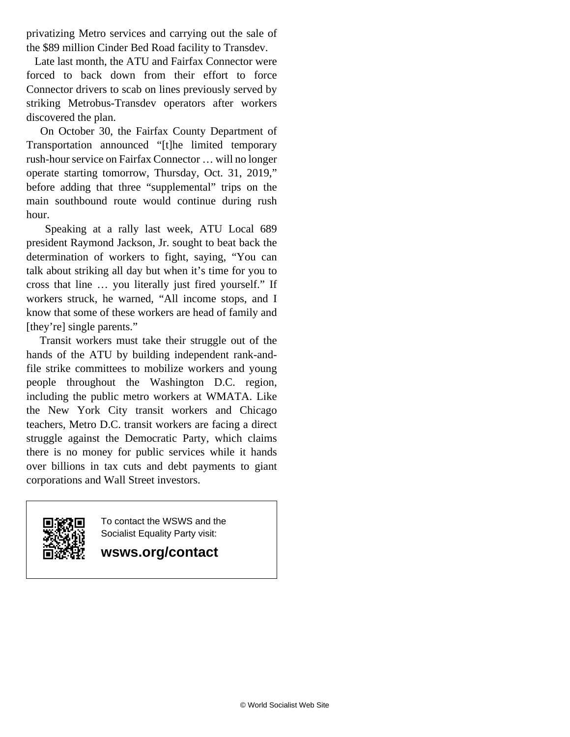privatizing Metro services and carrying out the sale of the $89 million Cinder Bed Road facility to Transdev.

Late last month, the ATU and Fairfax Connector were forced to back down from their effort to force Connector drivers to scab on lines previously served by striking Metrobus-Transdev operators after workers discovered the plan.

On October 30, the Fairfax County Department of Transportation announced "[t]he limited temporary rush-hour service on Fairfax Connector … will no longer operate starting tomorrow, Thursday, Oct. 31, 2019," before adding that three "supplemental" trips on the main southbound route would continue during rush hour.

Speaking at a rally last week, ATU Local 689 president Raymond Jackson, Jr. sought to beat back the determination of workers to fight, saying, "You can talk about striking all day but when it's time for you to cross that line … you literally just fired yourself." If workers struck, he warned, "All income stops, and I know that some of these workers are head of family and [they're] single parents."

Transit workers must take their struggle out of the hands of the ATU by building independent rank-and-file strike committees to mobilize workers and young people throughout the Washington D.C. region, including the public metro workers at WMATA. Like the New York City transit workers and Chicago teachers, Metro D.C. transit workers are facing a direct struggle against the Democratic Party, which claims there is no money for public services while it hands over billions in tax cuts and debt payments to giant corporations and Wall Street investors.

To contact the WSWS and the Socialist Equality Party visit:

**wsws.org/contact**